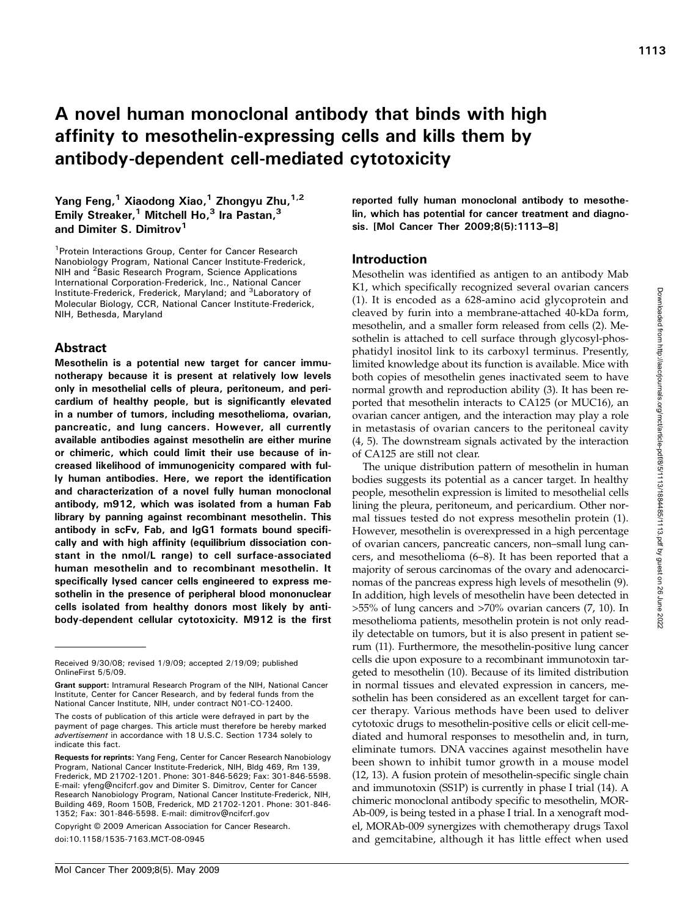# A novel human monoclonal antibody that binds with high affinity to mesothelin-expressing cells and kills them by antibody-dependent cell-mediated cytotoxicity

**Yang Feng,[1] Xiaodong Xiao,[1] Zhongyu Zhu,[1,2] Emily Streaker,[1] Mitchell Ho,[3] Ira Pastan,[3] and Dimiter S. Dimitrov[1]**

[1]Protein Interactions Group, Center for Cancer Research Nanobiology Program, National Cancer Institute-Frederick, NIH and [2]Basic Research Program, Science Applications International Corporation-Frederick, Inc., National Cancer Institute-Frederick, Frederick, Maryland; and [3]Laboratory of Molecular Biology, CCR, National Cancer Institute-Frederick, NIH, Bethesda, Maryland

## Abstract

**Mesothelin is a potential new target for cancer immunotherapy because it is present at relatively low levels only in mesothelial cells of pleura, peritoneum, and pericardium of healthy people, but is significantly elevated in a number of tumors, including mesothelioma, ovarian, pancreatic, and lung cancers. However, all currently available antibodies against mesothelin are either murine or chimeric, which could limit their use because of increased likelihood of immunogenicity compared with fully human antibodies. Here, we report the identification and characterization of a novel fully human monoclonal antibody, m912, which was isolated from a human Fab library by panning against recombinant mesothelin. This antibody in scFv, Fab, and IgG1 formats bound specifically and with high affinity (equilibrium dissociation constant in the nmol/L range) to cell surface-associated human mesothelin and to recombinant mesothelin. It specifically lysed cancer cells engineered to express mesothelin in the presence of peripheral blood mononuclear cells isolated from healthy donors most likely by antibody-dependent cellular cytotoxicity. M912 is the first reported fully human monoclonal antibody to mesothelin, which has potential for cancer treatment and diagnosis. [Mol Cancer Ther 2009;8(5):1113–8]**

Received 9/30/08; revised 1/9/09; accepted 2/19/09; published OnlineFirst 5/5/09.

**Grant support:** Intramural Research Program of the NIH, National Cancer Institute, Center for Cancer Research, and by federal funds from the National Cancer Institute, NIH, under contract N01-CO-12400.

The costs of publication of this article were defrayed in part by the payment of page charges. This article must therefore be hereby marked *advertisement* in accordance with 18 U.S.C. Section 1734 solely to indicate this fact.

**Requests for reprints:** Yang Feng, Center for Cancer Research Nanobiology Program, National Cancer Institute-Frederick, NIH, Bldg 469, Rm 139, Frederick, MD 21702-1201. Phone: 301-846-5629; Fax: 301-846-5598. E-mail: yfeng@ncifcrf.gov and Dimiter S. Dimitrov, Center for Cancer Research Nanobiology Program, National Cancer Institute-Frederick, NIH, Building 469, Room 150B, Frederick, MD 21702-1201. Phone: 301-846-1352; Fax: 301-846-5598. E-mail: dimitrov@ncifcrf.gov

Copyright © 2009 American Association for Cancer Research.

doi:10.1158/1535-7163.MCT-08-0945

## Introduction

Mesothelin was identified as antigen to an antibody Mab K1, which specifically recognized several ovarian cancers (1). It is encoded as a 628-amino acid glycoprotein and cleaved by furin into a membrane-attached 40-kDa form, mesothelin, and a smaller form released from cells (2). Mesothelin is attached to cell surface through glycosyl-phosphatidyl inositol link to its carboxyl terminus. Presently, limited knowledge about its function is available. Mice with both copies of mesothelin genes inactivated seem to have normal growth and reproduction ability (3). It has been reported that mesothelin interacts to CA125 (or MUC16), an ovarian cancer antigen, and the interaction may play a role in metastasis of ovarian cancers to the peritoneal cavity (4, 5). The downstream signals activated by the interaction of CA125 are still not clear.

The unique distribution pattern of mesothelin in human bodies suggests its potential as a cancer target. In healthy people, mesothelin expression is limited to mesothelial cells lining the pleura, peritoneum, and pericardium. Other normal tissues tested do not express mesothelin protein (1). However, mesothelin is overexpressed in a high percentage of ovarian cancers, pancreatic cancers, non–small lung cancers, and mesothelioma (6–8). It has been reported that a majority of serous carcinomas of the ovary and adenocarcinomas of the pancreas express high levels of mesothelin (9). In addition, high levels of mesothelin have been detected in >55% of lung cancers and >70% ovarian cancers (7, 10). In mesothelioma patients, mesothelin protein is not only readily detectable on tumors, but it is also present in patient serum (11). Furthermore, the mesothelin-positive lung cancer cells die upon exposure to a recombinant immunotoxin targeted to mesothelin (10). Because of its limited distribution in normal tissues and elevated expression in cancers, mesothelin has been considered as an excellent target for cancer therapy. Various methods have been used to deliver cytotoxic drugs to mesothelin-positive cells or elicit cell-mediated and humoral responses to mesothelin and, in turn, eliminate tumors. DNA vaccines against mesothelin have been shown to inhibit tumor growth in a mouse model (12, 13). A fusion protein of mesothelin-specific single chain and immunotoxin (SS1P) is currently in phase I trial (14). A chimeric monoclonal antibody specific to mesothelin, MORAb-009, is being tested in a phase I trial. In a xenograft model, MORAb-009 synergizes with chemotherapy drugs Taxol and gemcitabine, although it has little effect when used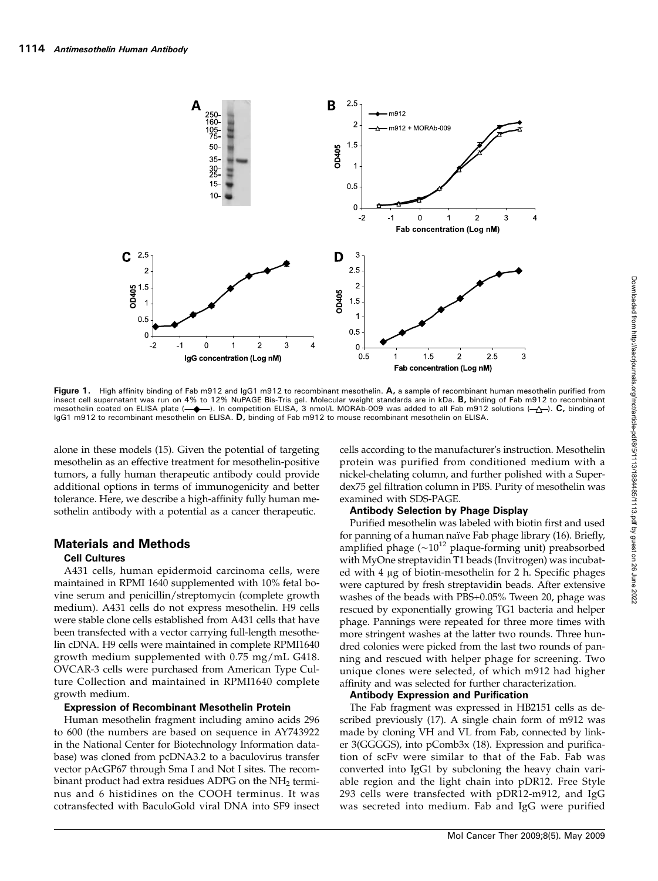**Figure 1.** High affinity binding of Fab m912 and IgG1 m912 to recombinant mesothelin. **A,** a sample of recombinant human mesothelin purified from insect cell supernatant was run on 4% to 12% NuPAGE Bis-Tris gel. Molecular weight standards are in kDa. **B,** binding of Fab m912 to recombinant mesothelin coated on ELISA plate (—◆—). In competition ELISA, 3 nmol/L MORAb-009 was added to all Fab m912 solutions (—△—). **C,** binding of IgG1 m912 to recombinant mesothelin on ELISA. **D,** binding of Fab m912 to mouse recombinant mesothelin on ELISA.

alone in these models (15). Given the potential of targeting mesothelin as an effective treatment for mesothelin-positive tumors, a fully human therapeutic antibody could provide additional options in terms of immunogenicity and better tolerance. Here, we describe a high-affinity fully human mesothelin antibody with a potential as a cancer therapeutic.

## Materials and Methods

### Cell Cultures

A431 cells, human epidermoid carcinoma cells, were maintained in RPMI 1640 supplemented with 10% fetal bovine serum and penicillin/streptomycin (complete growth medium). A431 cells do not express mesothelin. H9 cells were stable clone cells established from A431 cells that have been transfected with a vector carrying full-length mesothelin cDNA. H9 cells were maintained in complete RPMI1640 growth medium supplemented with 0.75 mg/mL G418. OVCAR-3 cells were purchased from American Type Culture Collection and maintained in RPMI1640 complete growth medium.

### Expression of Recombinant Mesothelin Protein

Human mesothelin fragment including amino acids 296 to 600 (the numbers are based on sequence in AY743922 in the National Center for Biotechnology Information database) was cloned from pcDNA3.2 to a baculovirus transfer vector pAcGP67 through Sma I and Not I sites. The recombinant product had extra residues ADPG on the $NH_2$ terminus and 6 histidines on the COOH terminus. It was cotransfected with BaculoGold viral DNA into SF9 insect cells according to the manufacturer's instruction. Mesothelin protein was purified from conditioned medium with a nickel-chelating column, and further polished with a Superdex75 gel filtration column in PBS. Purity of mesothelin was examined with SDS-PAGE.

### Antibody Selection by Phage Display

Purified mesothelin was labeled with biotin first and used for panning of a human naïve Fab phage library (16). Briefly, amplified phage (~$10^{12}$ plaque-forming unit) preabsorbed with MyOne streptavidin T1 beads (Invitrogen) was incubated with 4 μg of biotin-mesothelin for 2 h. Specific phages were captured by fresh streptavidin beads. After extensive washes of the beads with PBS+0.05% Tween 20, phage was rescued by exponentially growing TG1 bacteria and helper phage. Pannings were repeated for three more times with more stringent washes at the latter two rounds. Three hundred colonies were picked from the last two rounds of panning and rescued with helper phage for screening. Two unique clones were selected, of which m912 had higher affinity and was selected for further characterization.

### Antibody Expression and Purification

The Fab fragment was expressed in HB2151 cells as described previously (17). A single chain form of m912 was made by cloning VH and VL from Fab, connected by linker 3(GGGGS), into pComb3x (18). Expression and purification of scFv were similar to that of the Fab. Fab was converted into IgG1 by subcloning the heavy chain variable region and the light chain into pDR12. Free Style 293 cells were transfected with pDR12-m912, and IgG was secreted into medium. Fab and IgG were purified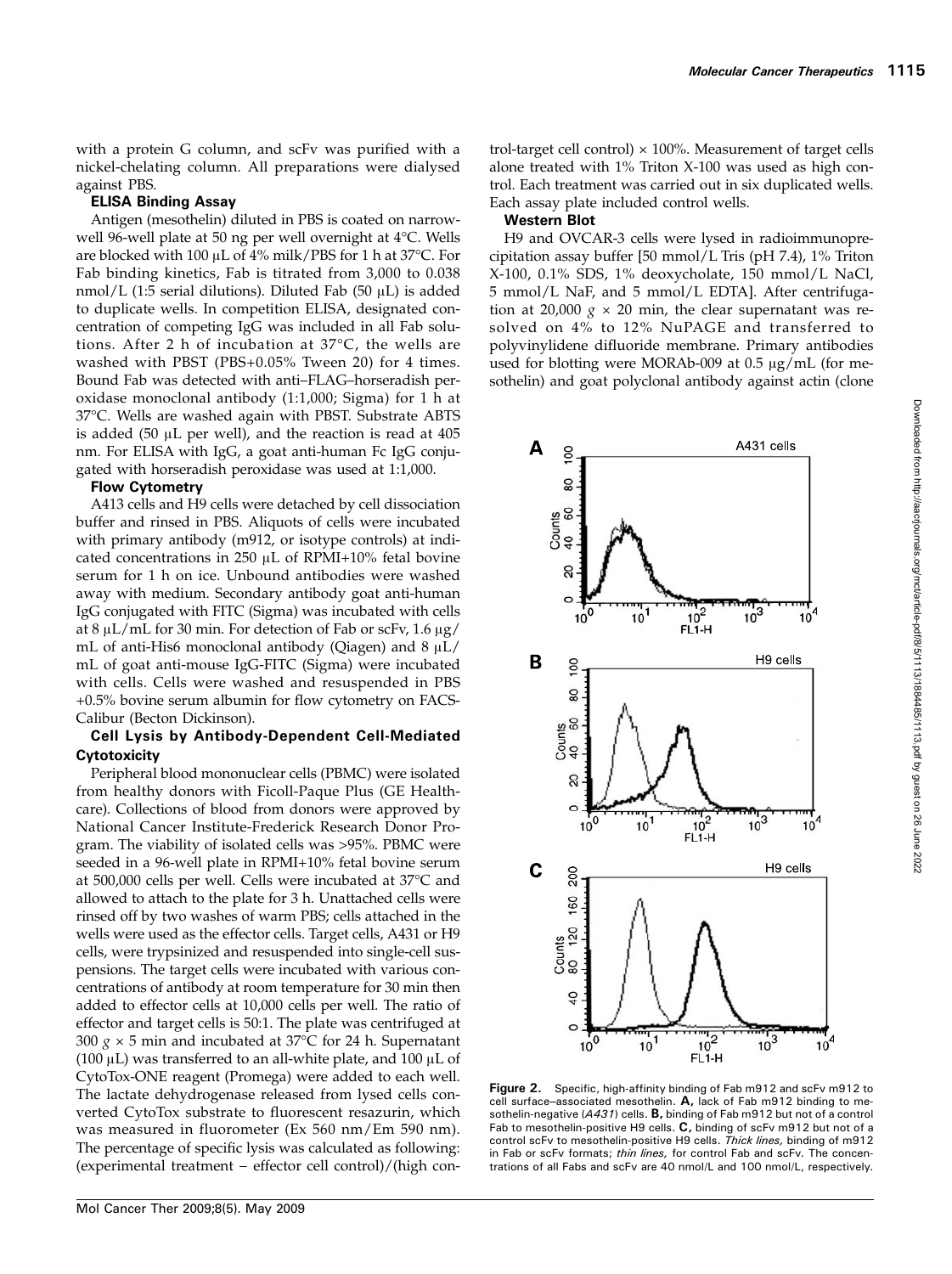with a protein G column, and scFv was purified with a nickel-chelating column. All preparations were dialysed against PBS.

**ELISA Binding Assay**

Antigen (mesothelin) diluted in PBS is coated on narrow-well 96-well plate at 50 ng per well overnight at 4°C. Wells are blocked with 100 μL of 4% milk/PBS for 1 h at 37°C. For Fab binding kinetics, Fab is titrated from 3,000 to 0.038 nmol/L (1:5 serial dilutions). Diluted Fab (50 μL) is added to duplicate wells. In competition ELISA, designated concentration of competing IgG was included in all Fab solutions. After 2 h of incubation at 37°C, the wells are washed with PBST (PBS+0.05% Tween 20) for 4 times. Bound Fab was detected with anti–FLAG–horseradish peroxidase monoclonal antibody (1:1,000; Sigma) for 1 h at 37°C. Wells are washed again with PBST. Substrate ABTS is added (50 μL per well), and the reaction is read at 405 nm. For ELISA with IgG, a goat anti-human Fc IgG conjugated with horseradish peroxidase was used at 1:1,000.

**Flow Cytometry**

A413 cells and H9 cells were detached by cell dissociation buffer and rinsed in PBS. Aliquots of cells were incubated with primary antibody (m912, or isotype controls) at indicated concentrations in 250 μL of RPMI+10% fetal bovine serum for 1 h on ice. Unbound antibodies were washed away with medium. Secondary antibody goat anti-human IgG conjugated with FITC (Sigma) was incubated with cells at 8 μL/mL for 30 min. For detection of Fab or scFv, 1.6 μg/mL of anti-His6 monoclonal antibody (Qiagen) and 8 μL/mL of goat anti-mouse IgG-FITC (Sigma) were incubated with cells. Cells were washed and resuspended in PBS +0.5% bovine serum albumin for flow cytometry on FACS-Calibur (Becton Dickinson).

**Cell Lysis by Antibody-Dependent Cell-Mediated Cytotoxicity**

Peripheral blood mononuclear cells (PBMC) were isolated from healthy donors with Ficoll-Paque Plus (GE Healthcare). Collections of blood from donors were approved by National Cancer Institute-Frederick Research Donor Program. The viability of isolated cells was >95%. PBMC were seeded in a 96-well plate in RPMI+10% fetal bovine serum at 500,000 cells per well. Cells were incubated at 37°C and allowed to attach to the plate for 3 h. Unattached cells were rinsed off by two washes of warm PBS; cells attached in the wells were used as the effector cells. Target cells, A431 or H9 cells, were trypsinized and resuspended into single-cell suspensions. The target cells were incubated with various concentrations of antibody at room temperature for 30 min then added to effector cells at 10,000 cells per well. The ratio of effector and target cells is 50:1. The plate was centrifuged at 300 $g$ × 5 min and incubated at 37°C for 24 h. Supernatant (100 μL) was transferred to an all-white plate, and 100 μL of CytoTox-ONE reagent (Promega) were added to each well. The lactate dehydrogenase released from lysed cells converted CytoTox substrate to fluorescent resazurin, which was measured in fluorometer (Ex 560 nm/Em 590 nm). The percentage of specific lysis was calculated as following: (experimental treatment − effector cell control)/(high control-target cell control) × 100%. Measurement of target cells alone treated with 1% Triton X-100 was used as high control. Each treatment was carried out in six duplicated wells. Each assay plate included control wells.

**Western Blot**

H9 and OVCAR-3 cells were lysed in radioimmunoprecipitation assay buffer [50 mmol/L Tris (pH 7.4), 1% Triton X-100, 0.1% SDS, 1% deoxycholate, 150 mmol/L NaCl, 5 mmol/L NaF, and 5 mmol/L EDTA]. After centrifugation at 20,000 $g$ × 20 min, the clear supernatant was resolved on 4% to 12% NuPAGE and transferred to polyvinylidene difluoride membrane. Primary antibodies used for blotting were MORAb-009 at 0.5 μg/mL (for mesothelin) and goat polyclonal antibody against actin (clone

**Figure 2.** Specific, high-affinity binding of Fab m912 and scFv m912 to cell surface–associated mesothelin. **A,** lack of Fab m912 binding to mesothelin-negative (*A431*) cells. **B,** binding of Fab m912 but not of a control Fab to mesothelin-positive H9 cells. **C,** binding of scFv m912 but not of a control scFv to mesothelin-positive H9 cells. *Thick lines,* binding of m912 in Fab or scFv formats; *thin lines,* for control Fab and scFv. The concentrations of all Fabs and scFv are 40 nmol/L and 100 nmol/L, respectively.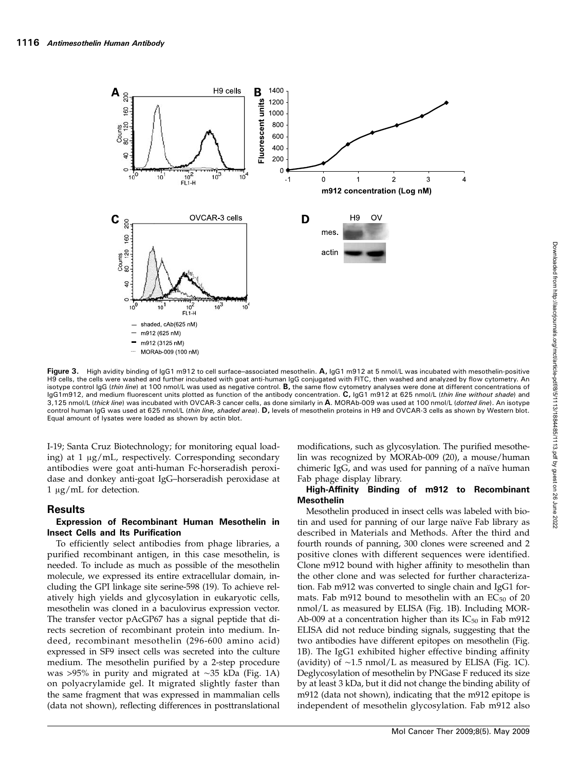**Figure 3.** High avidity binding of IgG1 m912 to cell surface–associated mesothelin. **A,** IgG1 m912 at 5 nmol/L was incubated with mesothelin-positive H9 cells, the cells were washed and further incubated with goat anti-human IgG conjugated with FITC, then washed and analyzed by flow cytometry. An isotype control IgG (*thin line*) at 100 nmol/L was used as negative control. **B,** the same flow cytometry analyses were done at different concentrations of IgG1m912, and medium fluorescent units plotted as function of the antibody concentration. **C,** IgG1 m912 at 625 nmol/L (*thin line without shade*) and 3,125 nmol/L (*thick line*) was incubated with OVCAR-3 cancer cells, as done similarly in **A**. MORAb-009 was used at 100 nmol/L (*dotted line*). An isotype control human IgG was used at 625 nmol/L (*thin line, shaded area*). **D,** levels of mesothelin proteins in H9 and OVCAR-3 cells as shown by Western blot. Equal amount of lysates were loaded as shown by actin blot.

I-19; Santa Cruz Biotechnology; for monitoring equal loading) at 1 μg/mL, respectively. Corresponding secondary antibodies were goat anti-human Fc-horseradish peroxidase and donkey anti-goat IgG–horseradish peroxidase at 1 μg/mL for detection.

## Results

### Expression of Recombinant Human Mesothelin in Insect Cells and Its Purification

To efficiently select antibodies from phage libraries, a purified recombinant antigen, in this case mesothelin, is needed. To include as much as possible of the mesothelin molecule, we expressed its entire extracellular domain, including the GPI linkage site serine-598 (19). To achieve relatively high yields and glycosylation in eukaryotic cells, mesothelin was cloned in a baculovirus expression vector. The transfer vector pAcGP67 has a signal peptide that directs secretion of recombinant protein into medium. Indeed, recombinant mesothelin (296-600 amino acid) expressed in SF9 insect cells was secreted into the culture medium. The mesothelin purified by a 2-step procedure was >95% in purity and migrated at ~35 kDa (Fig. 1A) on polyacrylamide gel. It migrated slightly faster than the same fragment that was expressed in mammalian cells (data not shown), reflecting differences in posttranslational modifications, such as glycosylation. The purified mesothelin was recognized by MORAb-009 (20), a mouse/human chimeric IgG, and was used for panning of a naïve human Fab phage display library.

### High-Affinity Binding of m912 to Recombinant Mesothelin

Mesothelin produced in insect cells was labeled with biotin and used for panning of our large naïve Fab library as described in Materials and Methods. After the third and fourth rounds of panning, 300 clones were screened and 2 positive clones with different sequences were identified. Clone m912 bound with higher affinity to mesothelin than the other clone and was selected for further characterization. Fab m912 was converted to single chain and IgG1 formats. Fab m912 bound to mesothelin with an $EC_{50}$ of 20 nmol/L as measured by ELISA (Fig. 1B). Including MORAb-009 at a concentration higher than its $IC_{50}$ in Fab m912 ELISA did not reduce binding signals, suggesting that the two antibodies have different epitopes on mesothelin (Fig. 1B). The IgG1 exhibited higher effective binding affinity (avidity) of ~1.5 nmol/L as measured by ELISA (Fig. 1C). Deglycosylation of mesothelin by PNGase F reduced its size by at least 3 kDa, but it did not change the binding ability of m912 (data not shown), indicating that the m912 epitope is independent of mesothelin glycosylation. Fab m912 also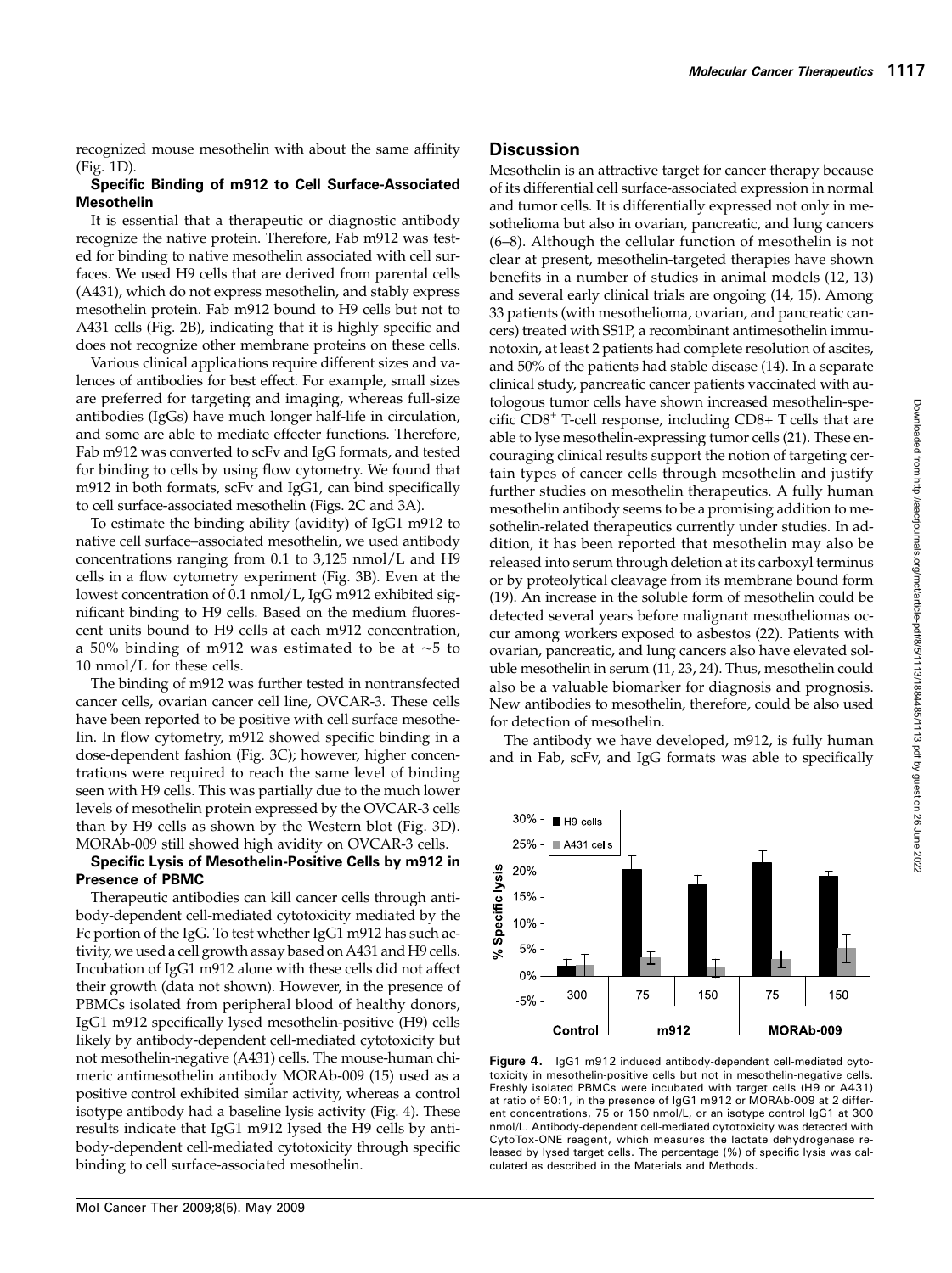recognized mouse mesothelin with about the same affinity (Fig. 1D).

### Specific Binding of m912 to Cell Surface-Associated Mesothelin

It is essential that a therapeutic or diagnostic antibody recognize the native protein. Therefore, Fab m912 was tested for binding to native mesothelin associated with cell surfaces. We used H9 cells that are derived from parental cells (A431), which do not express mesothelin, and stably express mesothelin protein. Fab m912 bound to H9 cells but not to A431 cells (Fig. 2B), indicating that it is highly specific and does not recognize other membrane proteins on these cells.

Various clinical applications require different sizes and valences of antibodies for best effect. For example, small sizes are preferred for targeting and imaging, whereas full-size antibodies (IgGs) have much longer half-life in circulation, and some are able to mediate effecter functions. Therefore, Fab m912 was converted to scFv and IgG formats, and tested for binding to cells by using flow cytometry. We found that m912 in both formats, scFv and IgG1, can bind specifically to cell surface-associated mesothelin (Figs. 2C and 3A).

To estimate the binding ability (avidity) of IgG1 m912 to native cell surface–associated mesothelin, we used antibody concentrations ranging from 0.1 to 3,125 nmol/L and H9 cells in a flow cytometry experiment (Fig. 3B). Even at the lowest concentration of 0.1 nmol/L, IgG m912 exhibited significant binding to H9 cells. Based on the medium fluorescent units bound to H9 cells at each m912 concentration, a 50% binding of m912 was estimated to be at ~5 to 10 nmol/L for these cells.

The binding of m912 was further tested in nontransfected cancer cells, ovarian cancer cell line, OVCAR-3. These cells have been reported to be positive with cell surface mesothelin. In flow cytometry, m912 showed specific binding in a dose-dependent fashion (Fig. 3C); however, higher concentrations were required to reach the same level of binding seen with H9 cells. This was partially due to the much lower levels of mesothelin protein expressed by the OVCAR-3 cells than by H9 cells as shown by the Western blot (Fig. 3D). MORAb-009 still showed high avidity on OVCAR-3 cells.

### Specific Lysis of Mesothelin-Positive Cells by m912 in Presence of PBMC

Therapeutic antibodies can kill cancer cells through antibody-dependent cell-mediated cytotoxicity mediated by the Fc portion of the IgG. To test whether IgG1 m912 has such activity, we used a cell growth assay based on A431 and H9 cells. Incubation of IgG1 m912 alone with these cells did not affect their growth (data not shown). However, in the presence of PBMCs isolated from peripheral blood of healthy donors, IgG1 m912 specifically lysed mesothelin-positive (H9) cells likely by antibody-dependent cell-mediated cytotoxicity but not mesothelin-negative (A431) cells. The mouse-human chimeric antimesothelin antibody MORAb-009 (15) used as a positive control exhibited similar activity, whereas a control isotype antibody had a baseline lysis activity (Fig. 4). These results indicate that IgG1 m912 lysed the H9 cells by antibody-dependent cell-mediated cytotoxicity through specific binding to cell surface-associated mesothelin.

## Discussion

Mesothelin is an attractive target for cancer therapy because of its differential cell surface-associated expression in normal and tumor cells. It is differentially expressed not only in mesothelioma but also in ovarian, pancreatic, and lung cancers (6–8). Although the cellular function of mesothelin is not clear at present, mesothelin-targeted therapies have shown benefits in a number of studies in animal models (12, 13) and several early clinical trials are ongoing (14, 15). Among 33 patients (with mesothelioma, ovarian, and pancreatic cancers) treated with SS1P, a recombinant antimesothelin immunotoxin, at least 2 patients had complete resolution of ascites, and 50% of the patients had stable disease (14). In a separate clinical study, pancreatic cancer patients vaccinated with autologous tumor cells have shown increased mesothelin-specific $CD8^{+}$ T-cell response, including CD8+ T cells that are able to lyse mesothelin-expressing tumor cells (21). These encouraging clinical results support the notion of targeting certain types of cancer cells through mesothelin and justify further studies on mesothelin therapeutics. A fully human mesothelin antibody seems to be a promising addition to mesothelin-related therapeutics currently under studies. In addition, it has been reported that mesothelin may also be released into serum through deletion at its carboxyl terminus or by proteolytical cleavage from its membrane bound form (19). An increase in the soluble form of mesothelin could be detected several years before malignant mesotheliomas occur among workers exposed to asbestos (22). Patients with ovarian, pancreatic, and lung cancers also have elevated soluble mesothelin in serum (11, 23, 24). Thus, mesothelin could also be a valuable biomarker for diagnosis and prognosis. New antibodies to mesothelin, therefore, could be also used for detection of mesothelin.

The antibody we have developed, m912, is fully human and in Fab, scFv, and IgG formats was able to specifically

**Figure 4.** IgG1 m912 induced antibody-dependent cell-mediated cytotoxicity in mesothelin-positive cells but not in mesothelin-negative cells. Freshly isolated PBMCs were incubated with target cells (H9 or A431) at ratio of 50:1, in the presence of IgG1 m912 or MORAb-009 at 2 different concentrations, 75 or 150 nmol/L, or an isotype control IgG1 at 300 nmol/L. Antibody-dependent cell-mediated cytotoxicity was detected with CytoTox-ONE reagent, which measures the lactate dehydrogenase released by lysed target cells. The percentage (%) of specific lysis was calculated as described in the Materials and Methods.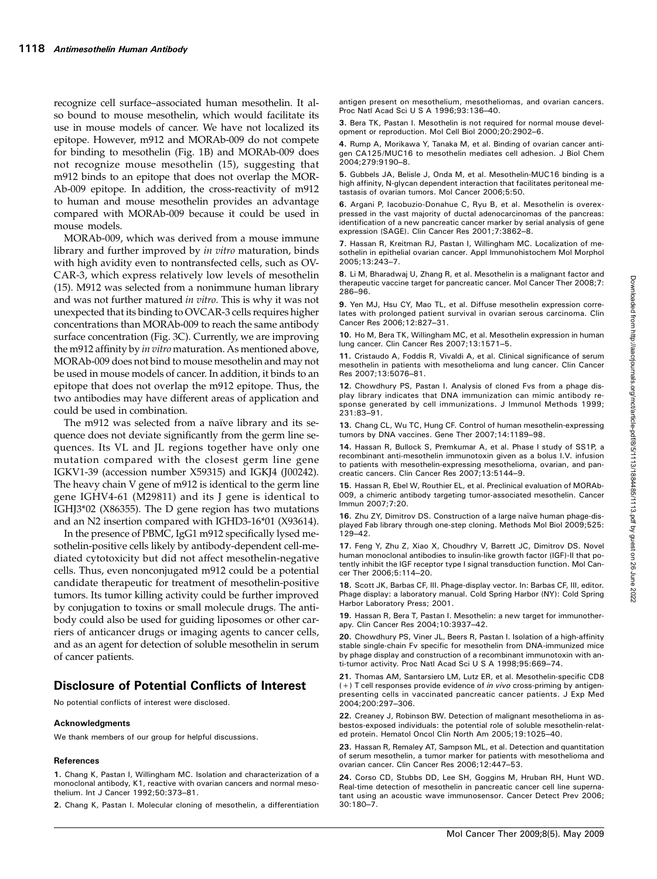recognize cell surface–associated human mesothelin. It also bound to mouse mesothelin, which would facilitate its use in mouse models of cancer. We have not localized its epitope. However, m912 and MORAb-009 do not compete for binding to mesothelin (Fig. 1B) and MORAb-009 does not recognize mouse mesothelin (15), suggesting that m912 binds to an epitope that does not overlap the MORAb-009 epitope. In addition, the cross-reactivity of m912 to human and mouse mesothelin provides an advantage compared with MORAb-009 because it could be used in mouse models.

MORAb-009, which was derived from a mouse immune library and further improved by *in vitro* maturation, binds with high avidity even to nontransfected cells, such as OVCAR-3, which express relatively low levels of mesothelin (15). M912 was selected from a nonimmune human library and was not further matured *in vitro*. This is why it was not unexpected that its binding to OVCAR-3 cells requires higher concentrations than MORAb-009 to reach the same antibody surface concentration (Fig. 3C). Currently, we are improving the m912 affinity by *in vitro* maturation. As mentioned above, MORAb-009 does not bind to mouse mesothelin and may not be used in mouse models of cancer. In addition, it binds to an epitope that does not overlap the m912 epitope. Thus, the two antibodies may have different areas of application and could be used in combination.

The m912 was selected from a naïve library and its sequence does not deviate significantly from the germ line sequences. Its VL and JL regions together have only one mutation compared with the closest germ line gene IGKV1-39 (accession number X59315) and IGKJ4 (J00242). The heavy chain V gene of m912 is identical to the germ line gene IGHV4-61 (M29811) and its J gene is identical to IGHJ3*02 (X86355). The D gene region has two mutations and an N2 insertion compared with IGHD3-16*01 (X93614).

In the presence of PBMC, IgG1 m912 specifically lysed mesothelin-positive cells likely by antibody-dependent cell-mediated cytotoxicity but did not affect mesothelin-negative cells. Thus, even nonconjugated m912 could be a potential candidate therapeutic for treatment of mesothelin-positive tumors. Its tumor killing activity could be further improved by conjugation to toxins or small molecule drugs. The antibody could also be used for guiding liposomes or other carriers of anticancer drugs or imaging agents to cancer cells, and as an agent for detection of soluble mesothelin in serum of cancer patients.

## Disclosure of Potential Conflicts of Interest

No potential conflicts of interest were disclosed.

### Acknowledgments

We thank members of our group for helpful discussions.

### References

1. Chang K, Pastan I, Willingham MC. Isolation and characterization of a monoclonal antibody, K1, reactive with ovarian cancers and normal mesothelium. Int J Cancer 1992;50:373–81.
2. Chang K, Pastan I. Molecular cloning of mesothelin, a differentiation antigen present on mesothelium, mesotheliomas, and ovarian cancers. Proc Natl Acad Sci U S A 1996;93:136–40.
3. Bera TK, Pastan I. Mesothelin is not required for normal mouse development or reproduction. Mol Cell Biol 2000;20:2902–6.
4. Rump A, Morikawa Y, Tanaka M, et al. Binding of ovarian cancer antigen CA125/MUC16 to mesothelin mediates cell adhesion. J Biol Chem 2004;279:9190–8.
5. Gubbels JA, Belisle J, Onda M, et al. Mesothelin-MUC16 binding is a high affinity, N-glycan dependent interaction that facilitates peritoneal metastasis of ovarian tumors. Mol Cancer 2006;5:50.
6. Argani P, Iacobuzio-Donahue C, Ryu B, et al. Mesothelin is overexpressed in the vast majority of ductal adenocarcinomas of the pancreas: identification of a new pancreatic cancer marker by serial analysis of gene expression (SAGE). Clin Cancer Res 2001;7:3862–8.
7. Hassan R, Kreitman RJ, Pastan I, Willingham MC. Localization of mesothelin in epithelial ovarian cancer. Appl Immunohistochem Mol Morphol 2005;13:243–7.
8. Li M, Bharadwaj U, Zhang R, et al. Mesothelin is a malignant factor and therapeutic vaccine target for pancreatic cancer. Mol Cancer Ther 2008;7:286–96.
9. Yen MJ, Hsu CY, Mao TL, et al. Diffuse mesothelin expression correlates with prolonged patient survival in ovarian serous carcinoma. Clin Cancer Res 2006;12:827–31.
10. Ho M, Bera TK, Willingham MC, et al. Mesothelin expression in human lung cancer. Clin Cancer Res 2007;13:1571–5.
11. Cristaudo A, Foddis R, Vivaldi A, et al. Clinical significance of serum mesothelin in patients with mesothelioma and lung cancer. Clin Cancer Res 2007;13:5076–81.
12. Chowdhury PS, Pastan I. Analysis of cloned Fvs from a phage display library indicates that DNA immunization can mimic antibody response generated by cell immunizations. J Immunol Methods 1999;231:83–91.
13. Chang CL, Wu TC, Hung CF. Control of human mesothelin-expressing tumors by DNA vaccines. Gene Ther 2007;14:1189–98.
14. Hassan R, Bullock S, Premkumar A, et al. Phase I study of SS1P, a recombinant anti-mesothelin immunotoxin given as a bolus I.V. infusion to patients with mesothelin-expressing mesothelioma, ovarian, and pancreatic cancers. Clin Cancer Res 2007;13:5144–9.
15. Hassan R, Ebel W, Routhier EL, et al. Preclinical evaluation of MORAb-009, a chimeric antibody targeting tumor-associated mesothelin. Cancer Immun 2007;7:20.
16. Zhu ZY, Dimitrov DS. Construction of a large naïve human phage-displayed Fab library through one-step cloning. Methods Mol Biol 2009;525:129–42.
17. Feng Y, Zhu Z, Xiao X, Choudhry V, Barrett JC, Dimitrov DS. Novel human monoclonal antibodies to insulin-like growth factor (IGF)-II that potently inhibit the IGF receptor type I signal transduction function. Mol Cancer Ther 2006;5:114–20.
18. Scott JK, Barbas CF, III. Phage-display vector. In: Barbas CF, III, editor. Phage display: a laboratory manual. Cold Spring Harbor (NY): Cold Spring Harbor Laboratory Press; 2001.
19. Hassan R, Bera T, Pastan I. Mesothelin: a new target for immunotherapy. Clin Cancer Res 2004;10:3937–42.
20. Chowdhury PS, Viner JL, Beers R, Pastan I. Isolation of a high-affinity stable single-chain Fv specific for mesothelin from DNA-immunized mice by phage display and construction of a recombinant immunotoxin with anti-tumor activity. Proc Natl Acad Sci U S A 1998;95:669–74.
21. Thomas AM, Santarsiero LM, Lutz ER, et al. Mesothelin-specific CD8(+) T cell responses provide evidence of *in vivo* cross-priming by antigen-presenting cells in vaccinated pancreatic cancer patients. J Exp Med 2004;200:297–306.
22. Creaney J, Robinson BW. Detection of malignant mesothelioma in asbestos-exposed individuals: the potential role of soluble mesothelin-related protein. Hematol Oncol Clin North Am 2005;19:1025–40.
23. Hassan R, Remaley AT, Sampson ML, et al. Detection and quantitation of serum mesothelin, a tumor marker for patients with mesothelioma and ovarian cancer. Clin Cancer Res 2006;12:447–53.
24. Corso CD, Stubbs DD, Lee SH, Goggins M, Hruban RH, Hunt WD. Real-time detection of mesothelin in pancreatic cancer cell line supernatant using an acoustic wave immunosensor. Cancer Detect Prev 2006;30:180–7.